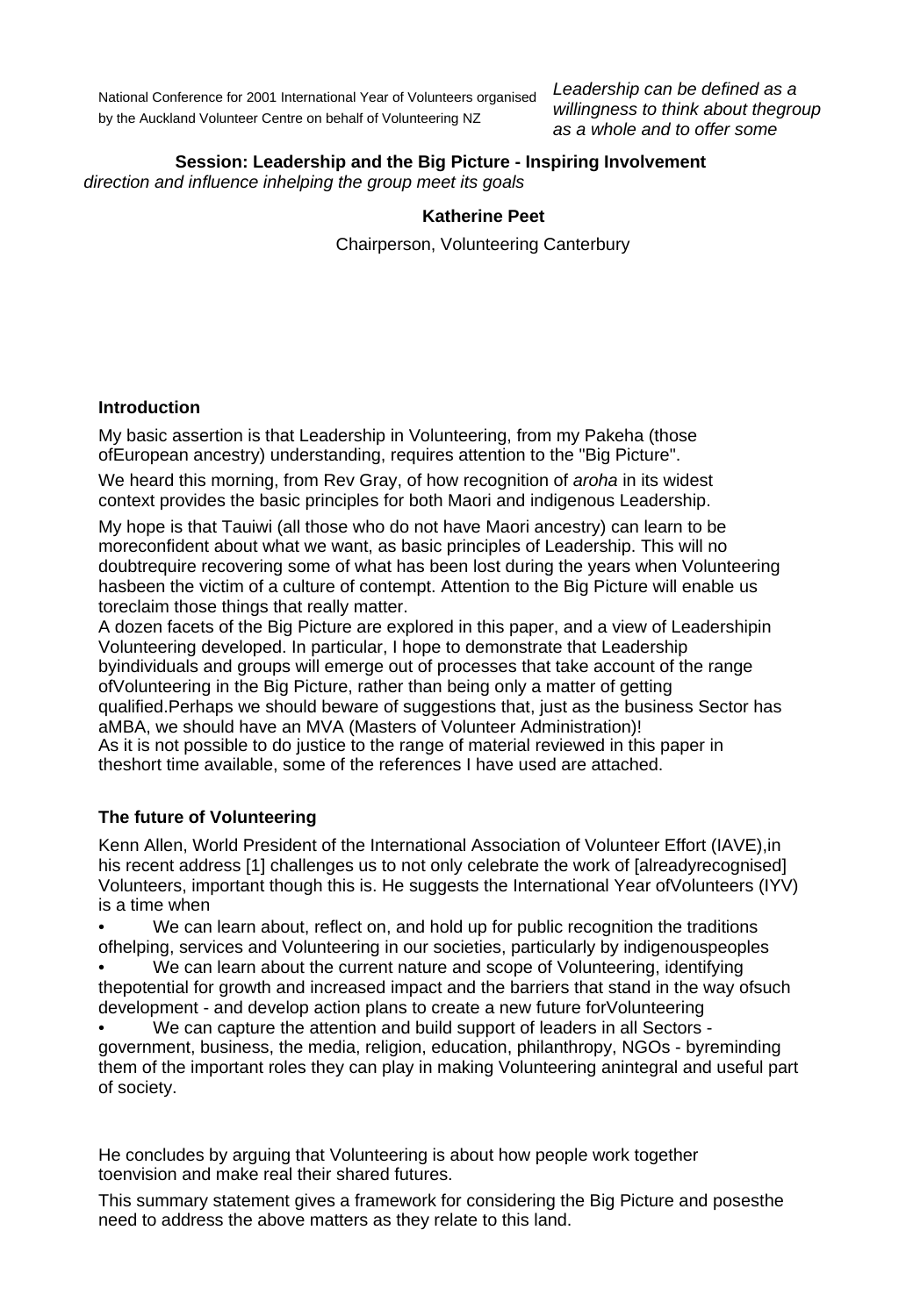National Conference for 2001 International Year of Volunteers organised by the Auckland Volunteer Centre on behalf of Volunteering NZ

*Leadership can be defined as a willingness to think about thegroup as a whole and to offer some direction and influence inhelping the group meet its goals*

**Session: Leadership and the Big Picture - Inspiring Involvement**

**Katherine Peet**

Chairperson, Volunteering Canterbury

### Introduction

My basic assertion is that Leadership in Volunteering, from my Pakeha (those ofEuropean ancestry) understanding, requires attention to the "Big Picture".

We heard this morning, from Rev Gray, of how recognition of *aroha* in its widest context provides the basic principles for both Maori and indigenous Leadership.

My hope is that Tauiwi (all those who do not have Maori ancestry) can learn to be moreconfident about what we want, as basic principles of Leadership. This will no doubtrequire recovering some of what has been lost during the years when Volunteering hasbeen the victim of a culture of contempt. Attention to the Big Picture will enable us toreclaim those things that really matter.

A dozen facets of the Big Picture are explored in this paper, and a view of Leadershipin Volunteering developed. In particular, I hope to demonstrate that Leadership byindividuals and groups will emerge out of processes that take account of the range ofVolunteering in the Big Picture, rather than being only a matter of getting qualified.Perhaps we should beware of suggestions that, just as the business Sector has aMBA, we should have an MVA (Masters of Volunteer Administration)!

As it is not possible to do justice to the range of material reviewed in this paper in theshort time available, some of the references I have used are attached.

### The future of Volunteering

Kenn Allen, World President of the International Association of Volunteer Effort (IAVE),in his recent address [1] challenges us to not only celebrate the work of [alreadyrecognised] Volunteers, important though this is. He suggests the International Year ofVolunteers (IYV) is a time when

- We can learn about, reflect on, and hold up for public recognition the traditions ofhelping, services and Volunteering in our societies, particularly by indigenouspeoples
- We can learn about the current nature and scope of Volunteering, identifying thepotential for growth and increased impact and the barriers that stand in the way ofsuch development - and develop action plans to create a new future forVolunteering
- We can capture the attention and build support of leaders in all Sectors - government, business, the media, religion, education, philanthropy, NGOs - byreminding them of the important roles they can play in making Volunteering anintegral and useful part of society.

He concludes by arguing that Volunteering is about how people work together toenvision and make real their shared futures.

This summary statement gives a framework for considering the Big Picture and posesthe need to address the above matters as they relate to this land.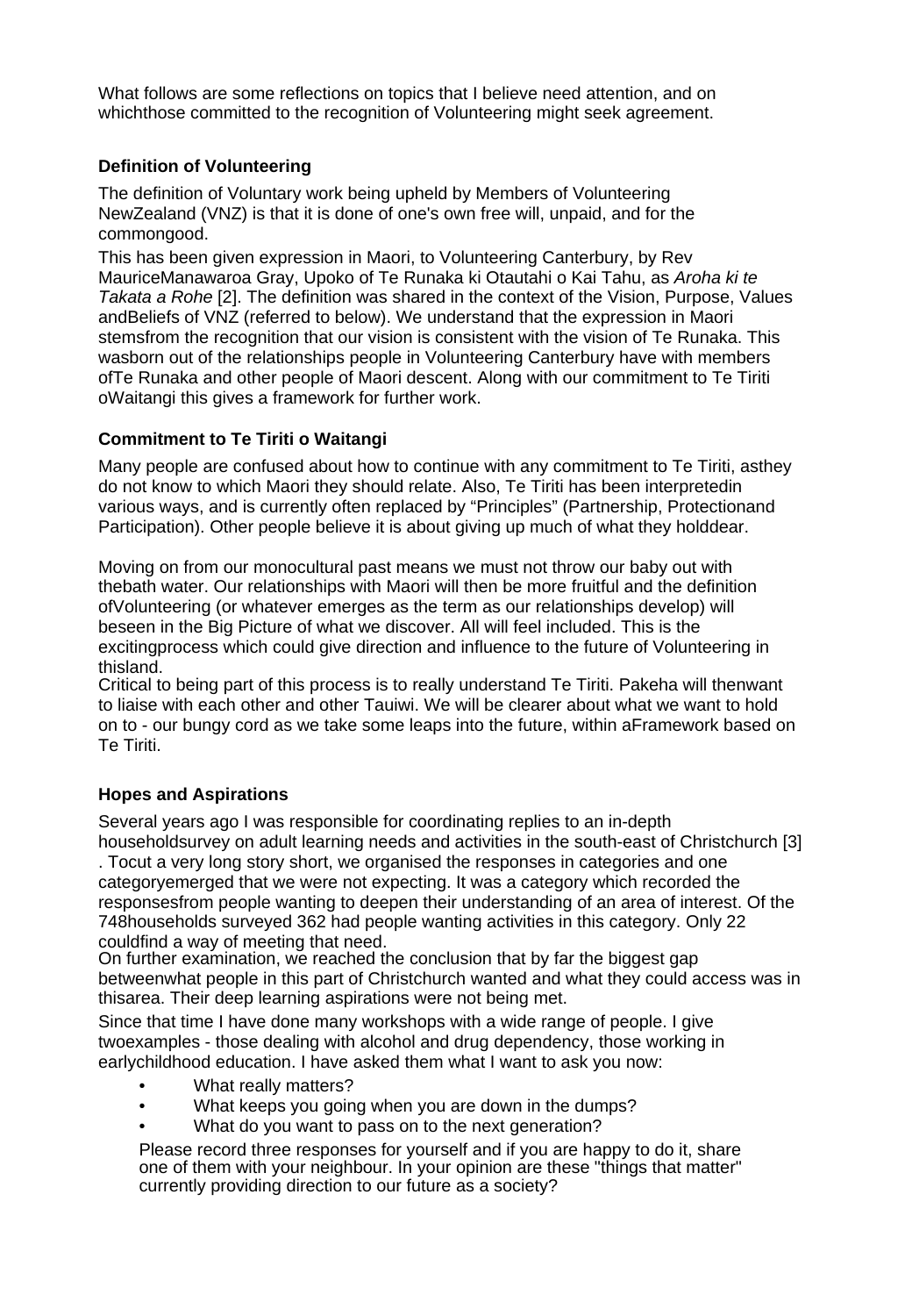What follows are some reflections on topics that I believe need attention, and on whichthose committed to the recognition of Volunteering might seek agreement.

### Definition of Volunteering

The definition of Voluntary work being upheld by Members of Volunteering NewZealand (VNZ) is that it is done of one's own free will, unpaid, and for the commongood.

This has been given expression in Maori, to Volunteering Canterbury, by Rev MauriceManawaroa Gray, Upoko of Te Runaka ki Otautahi o Kai Tahu, as *Aroha ki te Takata a Rohe* [2]. The definition was shared in the context of the Vision, Purpose, Values andBeliefs of VNZ (referred to below). We understand that the expression in Maori stemsfrom the recognition that our vision is consistent with the vision of Te Runaka. This wasborn out of the relationships people in Volunteering Canterbury have with members ofTe Runaka and other people of Maori descent. Along with our commitment to Te Tiriti oWaitangi this gives a framework for further work.

### Commitment to Te Tiriti o Waitangi

Many people are confused about how to continue with any commitment to Te Tiriti, asthey do not know to which Maori they should relate. Also, Te Tiriti has been interpretedin various ways, and is currently often replaced by "Principles" (Partnership, Protectionand Participation). Other people believe it is about giving up much of what they holddear.

Moving on from our monocultural past means we must not throw our baby out with thebath water. Our relationships with Maori will then be more fruitful and the definition ofVolunteering (or whatever emerges as the term as our relationships develop) will beseen in the Big Picture of what we discover. All will feel included. This is the excitingprocess which could give direction and influence to the future of Volunteering in thisland.

Critical to being part of this process is to really understand Te Tiriti. Pakeha will thenwant to liaise with each other and other Tauiwi. We will be clearer about what we want to hold on to - our bungy cord as we take some leaps into the future, within aFramework based on Te Tiriti.

### Hopes and Aspirations

Several years ago I was responsible for coordinating replies to an in-depth householdsurvey on adult learning needs and activities in the south-east of Christchurch [3] . Tocut a very long story short, we organised the responses in categories and one categoryemerged that we were not expecting. It was a category which recorded the responsesfrom people wanting to deepen their understanding of an area of interest. Of the 748households surveyed 362 had people wanting activities in this category. Only 22 couldfind a way of meeting that need.

On further examination, we reached the conclusion that by far the biggest gap betweenwhat people in this part of Christchurch wanted and what they could access was in thisarea. Their deep learning aspirations were not being met.

Since that time I have done many workshops with a wide range of people. I give twoexamples - those dealing with alcohol and drug dependency, those working in earlychildhood education. I have asked them what I want to ask you now:

- What really matters?
- What keeps you going when you are down in the dumps?
- What do you want to pass on to the next generation?

Please record three responses for yourself and if you are happy to do it, share one of them with your neighbour. In your opinion are these "things that matter" currently providing direction to our future as a society?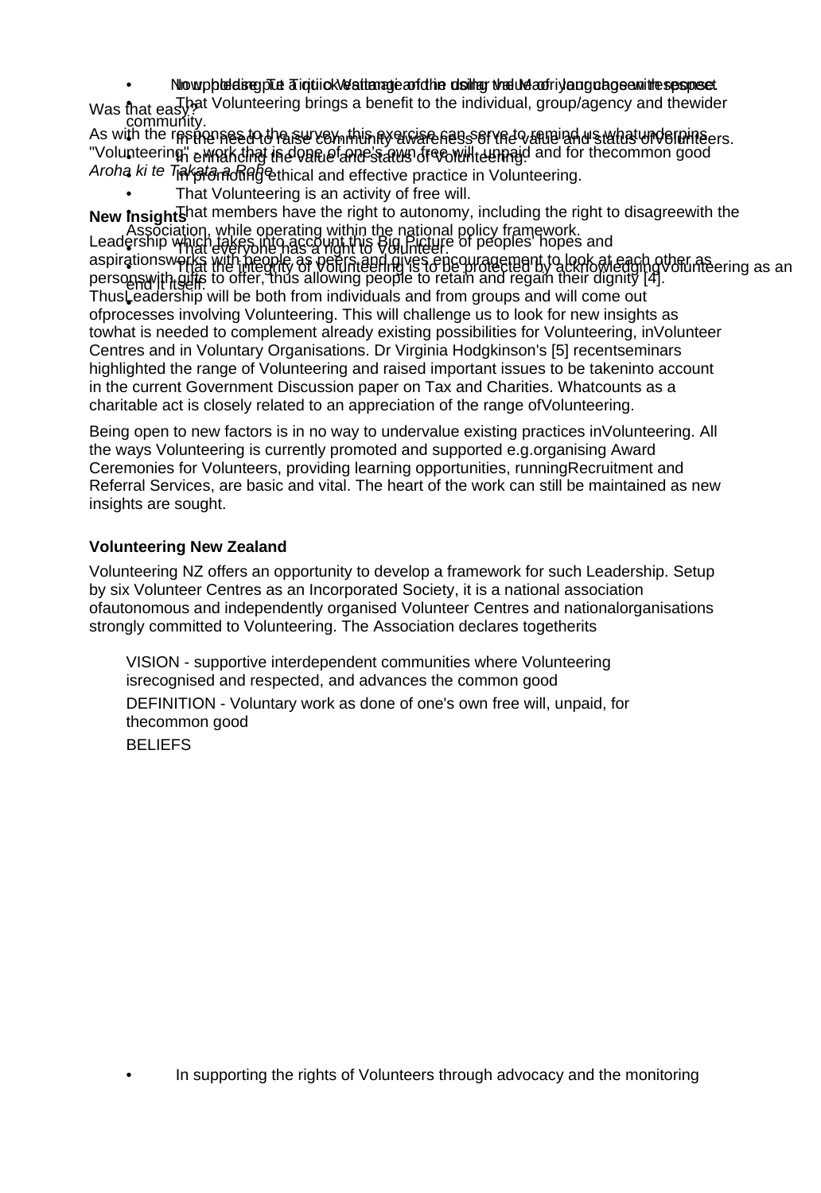Now please put a quick tick against each of the values of Volunteering in the space.

Was that easy?

As with the responses to the survey, this exercise can serve to remind us whatunderpins "Volunteering" - work that is done of one's own free will, unpaid and for thecommon good

*Aroha ki te Takata a Rohe*

**New Insights**

Leadership which takes into account this Big Picture of peoples' hopes and aspirationsworks with people as peers and gives encouragement to look at each other as personswith gifts to offer, thus allowing people to retain and regain their dignity [4].

ThusLeadership will be both from individuals and from groups and will come out ofprocesses involving Volunteering. This will challenge us to look for new insights as towhat is needed to complement already existing possibilities for Volunteering, inVolunteer Centres and in Voluntary Organisations. Dr Virginia Hodgkinson's [5] recentseminars highlighted the range of Volunteering and raised important issues to be takeninto account in the current Government Discussion paper on Tax and Charities. Whatcounts as a charitable act is closely related to an appreciation of the range ofVolunteering.

Being open to new factors is in no way to undervalue existing practices inVolunteering. All the ways Volunteering is currently promoted and supported e.g.organising Award Ceremonies for Volunteers, providing learning opportunities, runningRecruitment and Referral Services, are basic and vital. The heart of the work can still be maintained as new insights are sought.

**Volunteering New Zealand**

Volunteering NZ offers an opportunity to develop a framework for such Leadership. Setup by six Volunteer Centres as an Incorporated Society, it is a national association ofautonomous and independently organised Volunteer Centres and nationalorganisations strongly committed to Volunteering. The Association declares togetherits

VISION - supportive interdependent communities where Volunteering isrecognised and respected, and advances the common good

DEFINITION - Voluntary work as done of one's own free will, unpaid, for thecommon good

BELIEFS

- In upholding Te Tiriti o Waitangi and the using the Maori language where appropriate.
- That Volunteering brings a benefit to the individual, group/agency and thewider community.
- In the need to raise community awareness of the value and status ofVolunteers.
- In enhancing the value and status of Volunteering.
- In promoting ethical and effective practice in Volunteering.
- That Volunteering is an activity of free will.
- That members have the right to autonomy, including the right to disagreewith the Association, while operating within the national policy framework.
- That everyone has a right to Volunteer.
- That the integrity of Volunteering is to be protected by acknowledgingVolunteering as an end it itself.
- In supporting the rights of Volunteers through advocacy and the monitoring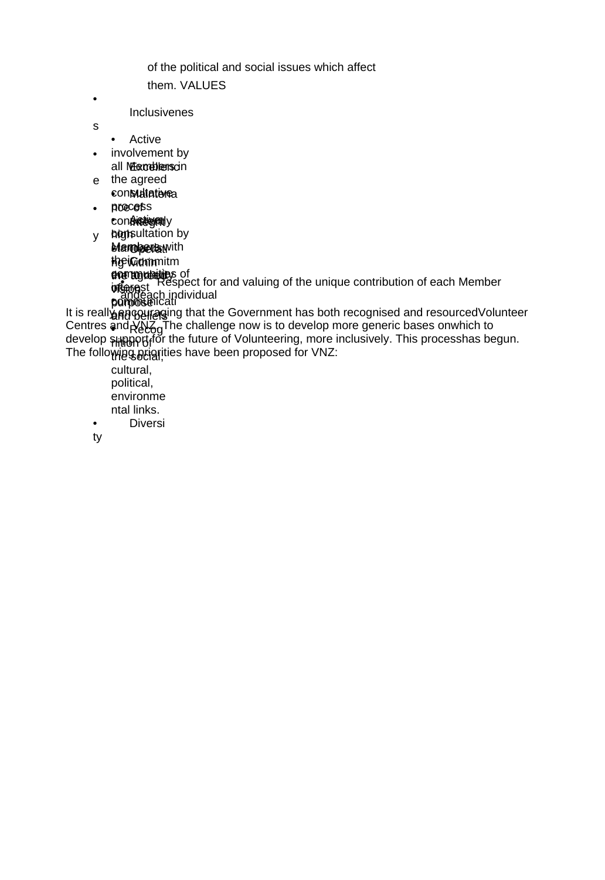of the political and social issues which affect them.

VALUES

- Inclusiveness
  - Active involvement by all Members in the agreed consultative process
  - Actively consultation by Members with their communities of interest
- Excellence
  - Maintenance of high standards
- Integrity
  - Operating within the agreed vision, purpose and beliefs
- Commitment
  - Open communication
  - Recognition of the social, cultural, political, environmental links.
- Diversity
  - Respect for and valuing of the unique contribution of each Member and each individual

It is really encouraging that the Government has both recognised and resourced Volunteer Centres and VNZ. The challenge now is to develop more generic bases on which to develop support for the future of Volunteering, more inclusively. This process has begun. The following priorities have been proposed for VNZ: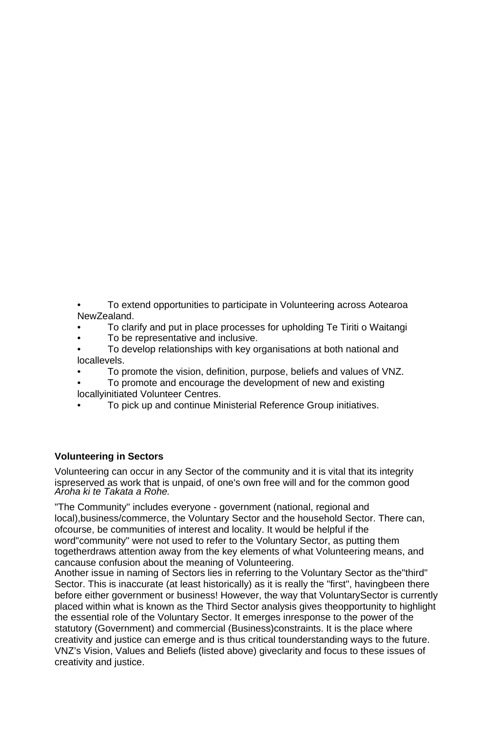- To extend opportunities to participate in Volunteering across Aotearoa NewZealand.
- To clarify and put in place processes for upholding Te Tiriti o Waitangi
- To be representative and inclusive.
- To develop relationships with key organisations at both national and locallevels.
- To promote the vision, definition, purpose, beliefs and values of VNZ.
- To promote and encourage the development of new and existing locallyinitiated Volunteer Centres.
- To pick up and continue Ministerial Reference Group initiatives.

**Volunteering in Sectors**

Volunteering can occur in any Sector of the community and it is vital that its integrity ispreserved as work that is unpaid, of one's own free will and for the common good *Aroha ki te Takata a Rohe.*

"The Community" includes everyone - government (national, regional and local),business/commerce, the Voluntary Sector and the household Sector. There can, ofcourse, be communities of interest and locality. It would be helpful if the word"community" were not used to refer to the Voluntary Sector, as putting them togetherdraws attention away from the key elements of what Volunteering means, and cancause confusion about the meaning of Volunteering.
Another issue in naming of Sectors lies in referring to the Voluntary Sector as the"third" Sector. This is inaccurate (at least historically) as it is really the "first", havingbeen there before either government or business! However, the way that VoluntarySector is currently placed within what is known as the Third Sector analysis gives theopportunity to highlight the essential role of the Voluntary Sector. It emerges inresponse to the power of the statutory (Government) and commercial (Business)constraints. It is the place where creativity and justice can emerge and is thus critical tounderstanding ways to the future. VNZ's Vision, Values and Beliefs (listed above) giveclarity and focus to these issues of creativity and justice.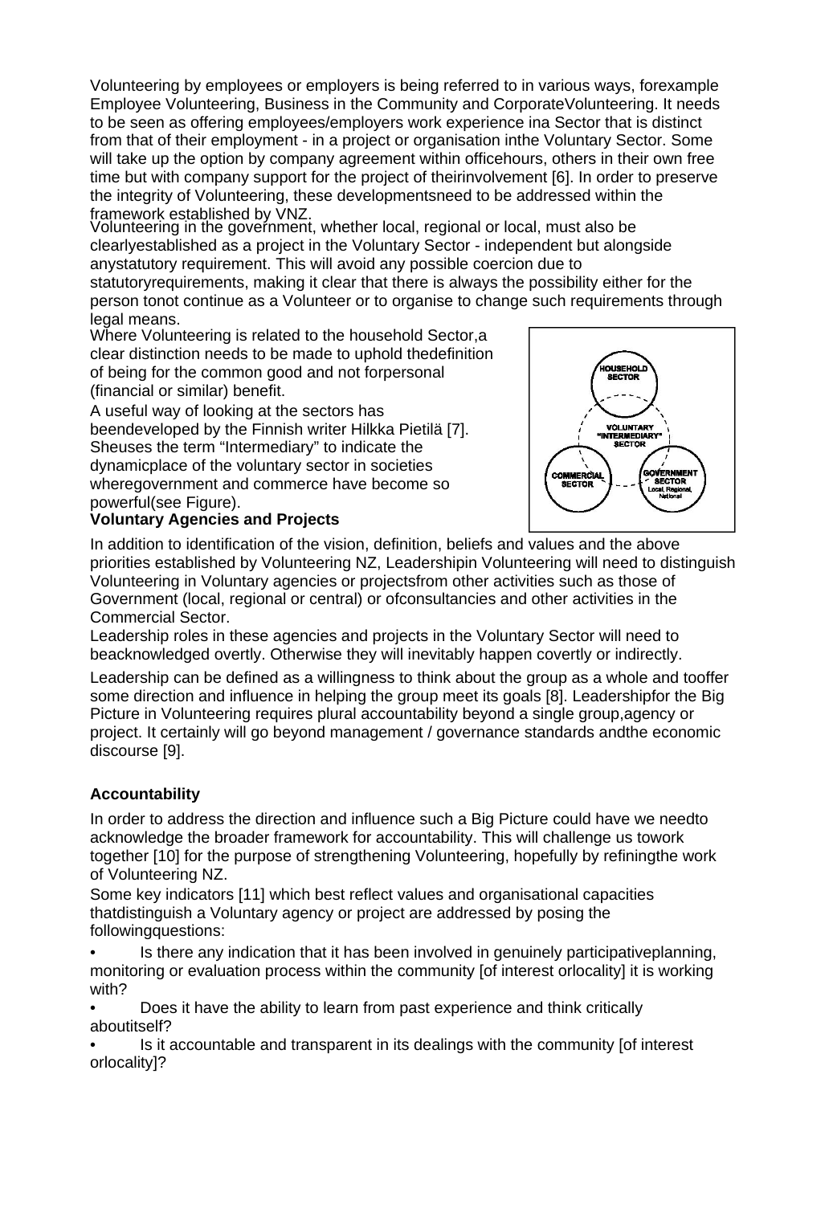Volunteering by employees or employers is being referred to in various ways, forexample Employee Volunteering, Business in the Community and CorporateVolunteering. It needs to be seen as offering employees/employers work experience ina Sector that is distinct from that of their employment - in a project or organisation inthe Voluntary Sector. Some will take up the option by company agreement within officehours, others in their own free time but with company support for the project of theirinvolvement [6]. In order to preserve the integrity of Volunteering, these developmentsneed to be addressed within the framework established by VNZ.

Volunteering in the government, whether local, regional or local, must also be clearlyestablished as a project in the Voluntary Sector - independent but alongside anystatutory requirement. This will avoid any possible coercion due to statutoryrequirements, making it clear that there is always the possibility either for the person tonot continue as a Volunteer or to organise to change such requirements through legal means.

Where Volunteering is related to the household Sector,a clear distinction needs to be made to uphold thedefinition of being for the common good and not forpersonal (financial or similar) benefit.

A useful way of looking at the sectors has beendeveloped by the Finnish writer Hilkka Pietilä [7]. Sheuses the term "Intermediary" to indicate the dynamicplace of the voluntary sector in societies wheregovernment and commerce have become so powerful(see Figure).

HOUSEHOLD SECTOR

VOLUNTARY "INTERMEDIARY" SECTOR

COMMERCIAL SECTOR

GOVERNMENT SECTOR Local, Regional, National

**Voluntary Agencies and Projects**

In addition to identification of the vision, definition, beliefs and values and the above priorities established by Volunteering NZ, Leadershipin Volunteering will need to distinguish Volunteering in Voluntary agencies or projectsfrom other activities such as those of Government (local, regional or central) or ofconsultancies and other activities in the Commercial Sector.

Leadership roles in these agencies and projects in the Voluntary Sector will need to beacknowledged overtly. Otherwise they will inevitably happen covertly or indirectly.

Leadership can be defined as a willingness to think about the group as a whole and tooffer some direction and influence in helping the group meet its goals [8]. Leadershipfor the Big Picture in Volunteering requires plural accountability beyond a single group,agency or project. It certainly will go beyond management / governance standards andthe economic discourse [9].

**Accountability**

In order to address the direction and influence such a Big Picture could have we needto acknowledge the broader framework for accountability. This will challenge us towork together [10] for the purpose of strengthening Volunteering, hopefully by refiningthe work of Volunteering NZ.

Some key indicators [11] which best reflect values and organisational capacities thatdistinguish a Voluntary agency or project are addressed by posing the followingquestions:

- Is there any indication that it has been involved in genuinely participativeplanning, monitoring or evaluation process within the community [of interest orlocality] it is working with?
- Does it have the ability to learn from past experience and think critically aboutitself?
- Is it accountable and transparent in its dealings with the community [of interest orlocality]?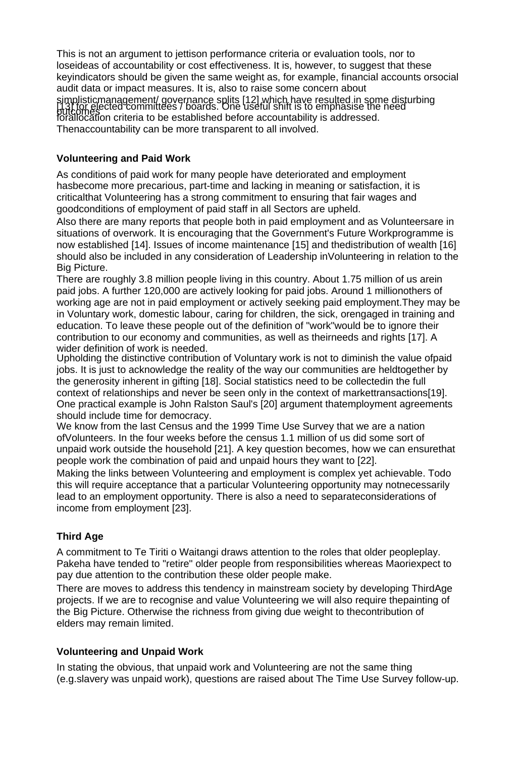This is not an argument to jettison performance criteria or evaluation tools, nor to loseideas of accountability or cost effectiveness. It is, however, to suggest that these keyindicators should be given the same weight as, for example, financial accounts orsocial audit data or impact measures. It is, also to raise some concern about simplisticmanagement/ governance splits [12] which have resulted in some disturbing outcomes [13] for elected committees / boards. One useful shift is to emphasise the need forallocation criteria to be established before accountability is addressed. Thenaccountability can be more transparent to all involved.

**Volunteering and Paid Work**

As conditions of paid work for many people have deteriorated and employment hasbecome more precarious, part-time and lacking in meaning or satisfaction, it is criticalthat Volunteering has a strong commitment to ensuring that fair wages and goodconditions of employment of paid staff in all Sectors are upheld.

Also there are many reports that people both in paid employment and as Volunteersare in situations of overwork. It is encouraging that the Government's Future Workprogramme is now established [14]. Issues of income maintenance [15] and thedistribution of wealth [16] should also be included in any consideration of Leadership inVolunteering in relation to the Big Picture.

There are roughly 3.8 million people living in this country. About 1.75 million of us arein paid jobs. A further 120,000 are actively looking for paid jobs. Around 1 millionothers of working age are not in paid employment or actively seeking paid employment.They may be in Voluntary work, domestic labour, caring for children, the sick, orengaged in training and education. To leave these people out of the definition of "work"would be to ignore their contribution to our economy and communities, as well as theirneeds and rights [17]. A wider definition of work is needed.

Upholding the distinctive contribution of Voluntary work is not to diminish the value ofpaid jobs. It is just to acknowledge the reality of the way our communities are heldtogether by the generosity inherent in gifting [18]. Social statistics need to be collectedin the full context of relationships and never be seen only in the context of markettransactions[19]. One practical example is John Ralston Saul's [20] argument thatemployment agreements should include time for democracy.

We know from the last Census and the 1999 Time Use Survey that we are a nation ofVolunteers. In the four weeks before the census 1.1 million of us did some sort of unpaid work outside the household [21]. A key question becomes, how we can ensurethat people work the combination of paid and unpaid hours they want to [22].

Making the links between Volunteering and employment is complex yet achievable. Todo this will require acceptance that a particular Volunteering opportunity may notnecessarily lead to an employment opportunity. There is also a need to separateconsiderations of income from employment [23].

**Third Age**

A commitment to Te Tiriti o Waitangi draws attention to the roles that older peopleplay. Pakeha have tended to "retire" older people from responsibilities whereas Maoriexpect to pay due attention to the contribution these older people make.

There are moves to address this tendency in mainstream society by developing ThirdAge projects. If we are to recognise and value Volunteering we will also require thepainting of the Big Picture. Otherwise the richness from giving due weight to thecontribution of elders may remain limited.

**Volunteering and Unpaid Work**

In stating the obvious, that unpaid work and Volunteering are not the same thing (e.g.slavery was unpaid work), questions are raised about The Time Use Survey follow-up.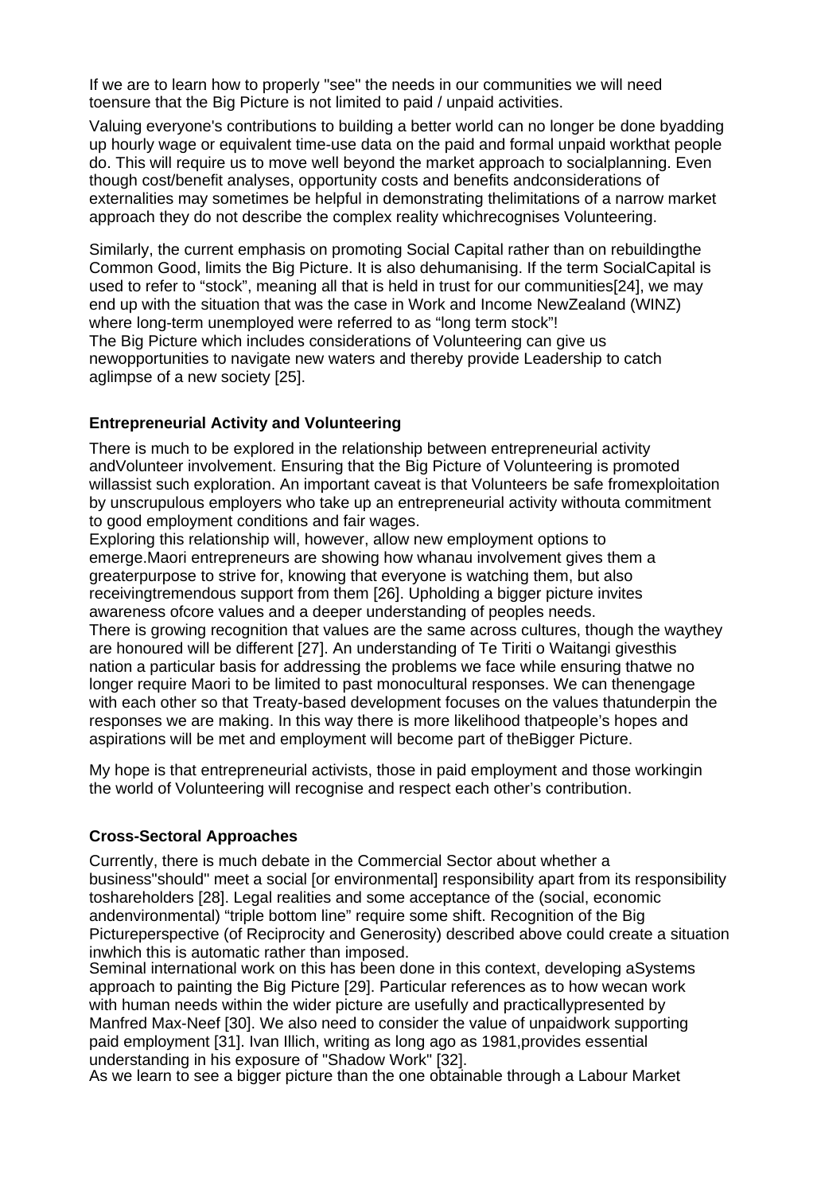If we are to learn how to properly "see" the needs in our communities we will need toensure that the Big Picture is not limited to paid / unpaid activities.

Valuing everyone's contributions to building a better world can no longer be done byadding up hourly wage or equivalent time-use data on the paid and formal unpaid workthat people do. This will require us to move well beyond the market approach to socialplanning. Even though cost/benefit analyses, opportunity costs and benefits andconsiderations of externalities may sometimes be helpful in demonstrating thelimitations of a narrow market approach they do not describe the complex reality whichrecognises Volunteering.

Similarly, the current emphasis on promoting Social Capital rather than on rebuildingthe Common Good, limits the Big Picture. It is also dehumanising. If the term SocialCapital is used to refer to “stock”, meaning all that is held in trust for our communities[24], we may end up with the situation that was the case in Work and Income NewZealand (WINZ) where long-term unemployed were referred to as “long term stock”!
The Big Picture which includes considerations of Volunteering can give us newopportunities to navigate new waters and thereby provide Leadership to catch aglimpse of a new society [25].

**Entrepreneurial Activity and Volunteering**

There is much to be explored in the relationship between entrepreneurial activity andVolunteer involvement. Ensuring that the Big Picture of Volunteering is promoted willassist such exploration. An important caveat is that Volunteers be safe fromexploitation by unscrupulous employers who take up an entrepreneurial activity withouta commitment to good employment conditions and fair wages.
Exploring this relationship will, however, allow new employment options to emerge.Maori entrepreneurs are showing how whanau involvement gives them a greaterpurpose to strive for, knowing that everyone is watching them, but also receivingtremendous support from them [26]. Upholding a bigger picture invites awareness ofcore values and a deeper understanding of peoples needs.
There is growing recognition that values are the same across cultures, though the waythey are honoured will be different [27]. An understanding of Te Tiriti o Waitangi givesthis nation a particular basis for addressing the problems we face while ensuring thatwe no longer require Maori to be limited to past monocultural responses. We can thenengage with each other so that Treaty-based development focuses on the values thatunderpin the responses we are making. In this way there is more likelihood thatpeople’s hopes and aspirations will be met and employment will become part of theBigger Picture.

My hope is that entrepreneurial activists, those in paid employment and those workingin the world of Volunteering will recognise and respect each other’s contribution.

**Cross-Sectoral Approaches**

Currently, there is much debate in the Commercial Sector about whether a business"should" meet a social [or environmental] responsibility apart from its responsibility toshareholders [28]. Legal realities and some acceptance of the (social, economic andenvironmental) “triple bottom line” require some shift. Recognition of the Big Pictureperspective (of Reciprocity and Generosity) described above could create a situation inwhich this is automatic rather than imposed.
Seminal international work on this has been done in this context, developing aSystems approach to painting the Big Picture [29]. Particular references as to how wecan work with human needs within the wider picture are usefully and practicallypresented by Manfred Max-Neef [30]. We also need to consider the value of unpaidwork supporting paid employment [31]. Ivan Illich, writing as long ago as 1981,provides essential understanding in his exposure of "Shadow Work" [32].
As we learn to see a bigger picture than the one obtainable through a Labour Market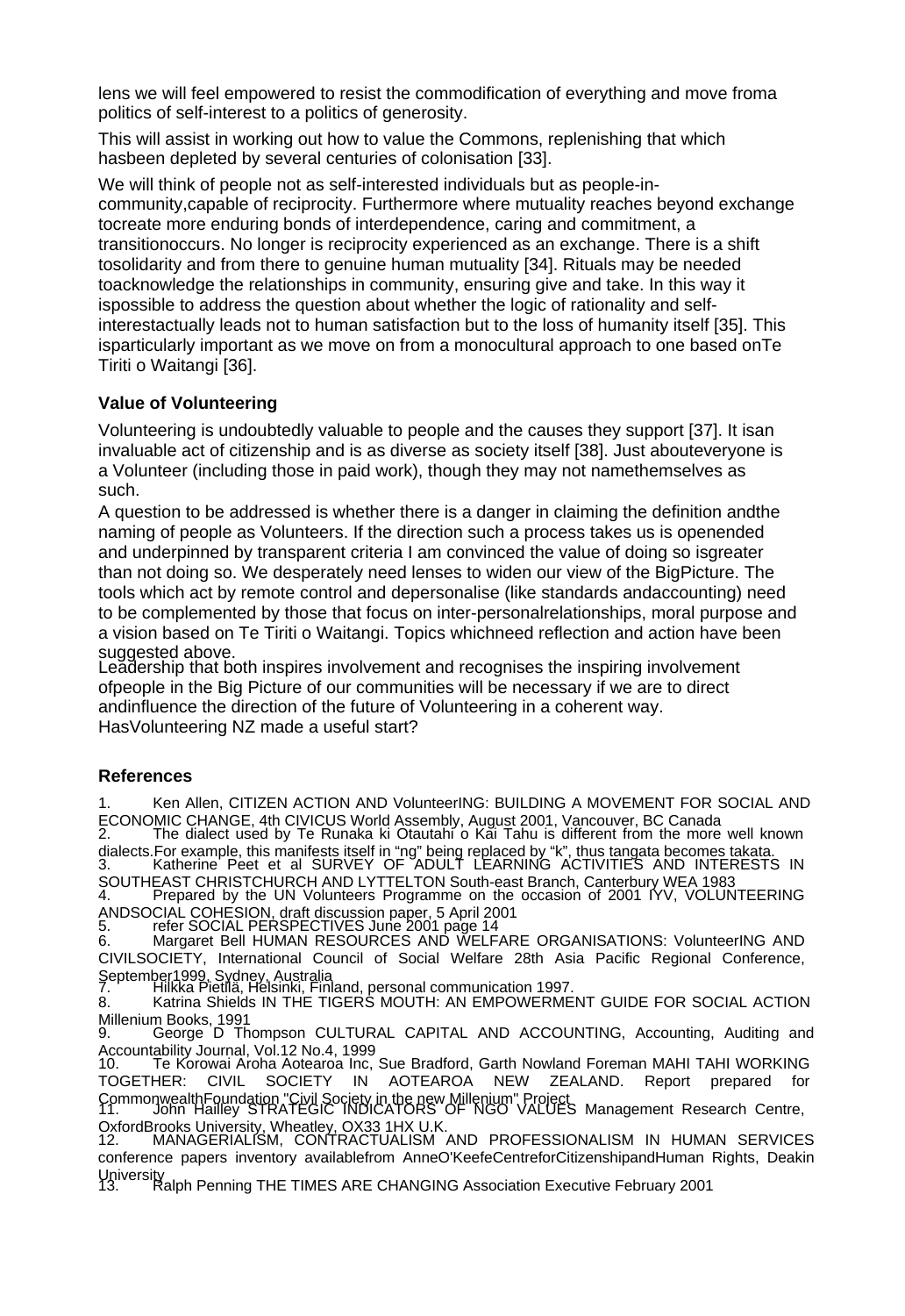lens we will feel empowered to resist the commodification of everything and move froma politics of self-interest to a politics of generosity.

This will assist in working out how to value the Commons, replenishing that which hasbeen depleted by several centuries of colonisation [33].

We will think of people not as self-interested individuals but as people-in-community,capable of reciprocity. Furthermore where mutuality reaches beyond exchange tocreate more enduring bonds of interdependence, caring and commitment, a transitionoccurs. No longer is reciprocity experienced as an exchange. There is a shift tosolidarity and from there to genuine human mutuality [34]. Rituals may be needed toacknowledge the relationships in community, ensuring give and take. In this way it ispossible to address the question about whether the logic of rationality and self-interestactually leads not to human satisfaction but to the loss of humanity itself [35]. This isparticularly important as we move on from a monocultural approach to one based onTe Tiriti o Waitangi [36].

**Value of Volunteering**

Volunteering is undoubtedly valuable to people and the causes they support [37]. It isan invaluable act of citizenship and is as diverse as society itself [38]. Just abouteveryone is a Volunteer (including those in paid work), though they may not namethemselves as such.

A question to be addressed is whether there is a danger in claiming the definition andthe naming of people as Volunteers. If the direction such a process takes us is openended and underpinned by transparent criteria I am convinced the value of doing so isgreater than not doing so. We desperately need lenses to widen our view of the BigPicture. The tools which act by remote control and depersonalise (like standards andaccounting) need to be complemented by those that focus on inter-personalrelationships, moral purpose and a vision based on Te Tiriti o Waitangi. Topics whichneed reflection and action have been suggested above.

Leadership that both inspires involvement and recognises the inspiring involvement ofpeople in the Big Picture of our communities will be necessary if we are to direct andinfluence the direction of the future of Volunteering in a coherent way. HasVolunteering NZ made a useful start?

**References**

1. Ken Allen, CITIZEN ACTION AND VolunteerING: BUILDING A MOVEMENT FOR SOCIAL AND ECONOMIC CHANGE, 4th CIVICUS World Assembly, August 2001, Vancouver, BC Canada
2. The dialect used by Te Runaka ki Otautahi o Kai Tahu is different from the more well known dialects.For example, this manifests itself in "ng" being replaced by "k", thus tangata becomes takata.
3. Katherine Peet et al SURVEY OF ADULT LEARNING ACTIVITIES AND INTERESTS IN SOUTHEAST CHRISTCHURCH AND LYTTELTON South-east Branch, Canterbury WEA 1983
4. Prepared by the UN Volunteers Programme on the occasion of 2001 IYV, VOLUNTEERING ANDSOCIAL COHESION, draft discussion paper, 5 April 2001
5. refer SOCIAL PERSPECTIVES June 2001 page 14
6. Margaret Bell HUMAN RESOURCES AND WELFARE ORGANISATIONS: VolunteerING AND CIVILSOCIETY, International Council of Social Welfare 28th Asia Pacific Regional Conference, September1999, Sydney, Australia
7. Hilkka Pietila, Helsinki, Finland, personal communication 1997.
8. Katrina Shields IN THE TIGERS MOUTH: AN EMPOWERMENT GUIDE FOR SOCIAL ACTION Millenium Books, 1991
9. George D Thompson CULTURAL CAPITAL AND ACCOUNTING, Accounting, Auditing and Accountability Journal, Vol.12 No.4, 1999
10. Te Korowai Aroha Aotearoa Inc, Sue Bradford, Garth Nowland Foreman MAHI TAHI WORKING TOGETHER: CIVIL SOCIETY IN AOTEAROA NEW ZEALAND. Report prepared for CommonwealthFoundation "Civil Society in the new Millenium" Project
11. John Hailey STRATEGIC INDICATORS OF NGO VALUES Management Research Centre, OxfordBrooks University, Wheatley, OX33 1HX U.K.
12. MANAGERIALISM, CONTRACTUALISM AND PROFESSIONALISM IN HUMAN SERVICES conference papers inventory availablefrom AnneO'KeefeCentreforCitizenshipandHuman Rights, Deakin University
13. Ralph Penning THE TIMES ARE CHANGING Association Executive February 2001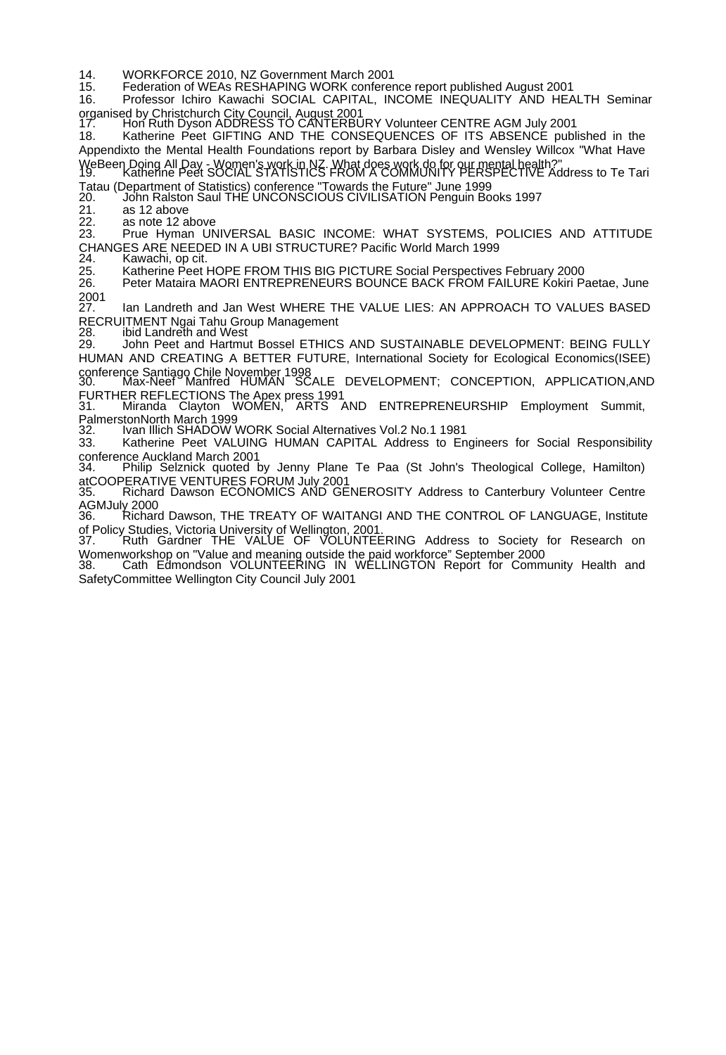14. WORKFORCE 2010, NZ Government March 2001
15. Federation of WEAs RESHAPING WORK conference report published August 2001
16. Professor Ichiro Kawachi SOCIAL CAPITAL, INCOME INEQUALITY AND HEALTH Seminar organised by Christchurch City Council, August 2001
17. Hon Ruth Dyson ADDRESS TO CANTERBURY Volunteer CENTRE AGM July 2001
18. Katherine Peet GIFTING AND THE CONSEQUENCES OF ITS ABSENCE published in the Appendixto the Mental Health Foundations report by Barbara Disley and Wensley Willcox "What Have WeBeen Doing All Day - Women's work in NZ. What does work do for our mental health?"
19. Katherine Peet SOCIAL STATISTICS FROM A COMMUNITY PERSPECTIVE Address to Te Tari Tatau (Department of Statistics) conference "Towards the Future" June 1999
20. John Ralston Saul THE UNCONSCIOUS CIVILISATION Penguin Books 1997
21. as 12 above
22. as note 12 above
23. Prue Hyman UNIVERSAL BASIC INCOME: WHAT SYSTEMS, POLICIES AND ATTITUDE CHANGES ARE NEEDED IN A UBI STRUCTURE? Pacific World March 1999
24. Kawachi, op cit.
25. Katherine Peet HOPE FROM THIS BIG PICTURE Social Perspectives February 2000
26. Peter Mataira MAORI ENTREPRENEURS BOUNCE BACK FROM FAILURE Kokiri Paetae, June 2001
27. Ian Landreth and Jan West WHERE THE VALUE LIES: AN APPROACH TO VALUES BASED RECRUITMENT Ngai Tahu Group Management
28. ibid Landreth and West
29. John Peet and Hartmut Bossel ETHICS AND SUSTAINABLE DEVELOPMENT: BEING FULLY HUMAN AND CREATING A BETTER FUTURE, International Society for Ecological Economics(ISEE) conference Santiago Chile November 1998
30. Max-Neef Manfred HUMAN SCALE DEVELOPMENT; CONCEPTION, APPLICATION,AND FURTHER REFLECTIONS The Apex press 1991
31. Miranda Clayton WOMEN, ARTS AND ENTREPRENEURSHIP Employment Summit, PalmerstonNorth March 1999
32. Ivan Illich SHADOW WORK Social Alternatives Vol.2 No.1 1981
33. Katherine Peet VALUING HUMAN CAPITAL Address to Engineers for Social Responsibility conference Auckland March 2001
34. Philip Selznick quoted by Jenny Plane Te Paa (St John's Theological College, Hamilton) atCOOPERATIVE VENTURES FORUM July 2001
35. Richard Dawson ECONOMICS AND GENEROSITY Address to Canterbury Volunteer Centre AGMJuly 2000
36. Richard Dawson, THE TREATY OF WAITANGI AND THE CONTROL OF LANGUAGE, Institute of Policy Studies, Victoria University of Wellington, 2001.
37. Ruth Gardner THE VALUE OF VOLUNTEERING Address to Society for Research on Womenworkshop on "Value and meaning outside the paid workforce" September 2000
38. Cath Edmondson VOLUNTEERING IN WELLINGTON Report for Community Health and SafetyCommittee Wellington City Council July 2001